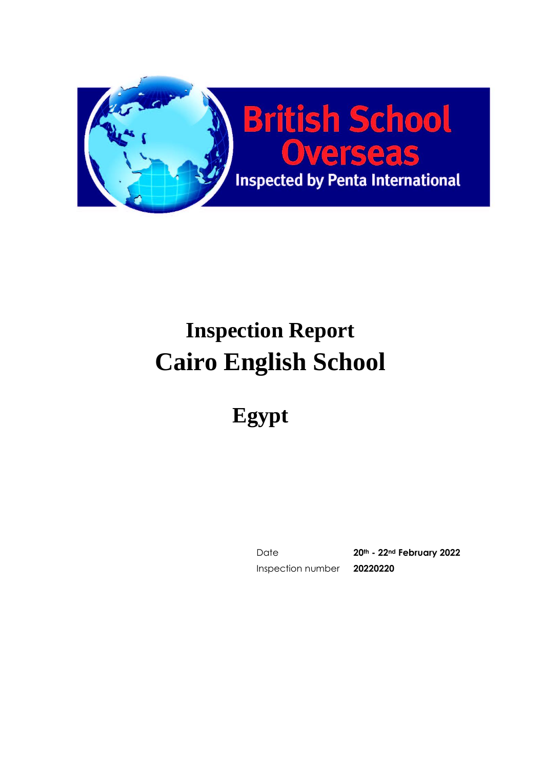British School Overseas

Inspected by Penta International

# Inspection Report

# Cairo English School

## Egypt

| | |
|---|---|
| Date | **20th - 22nd February 2022** |
| Inspection number | **20220220** |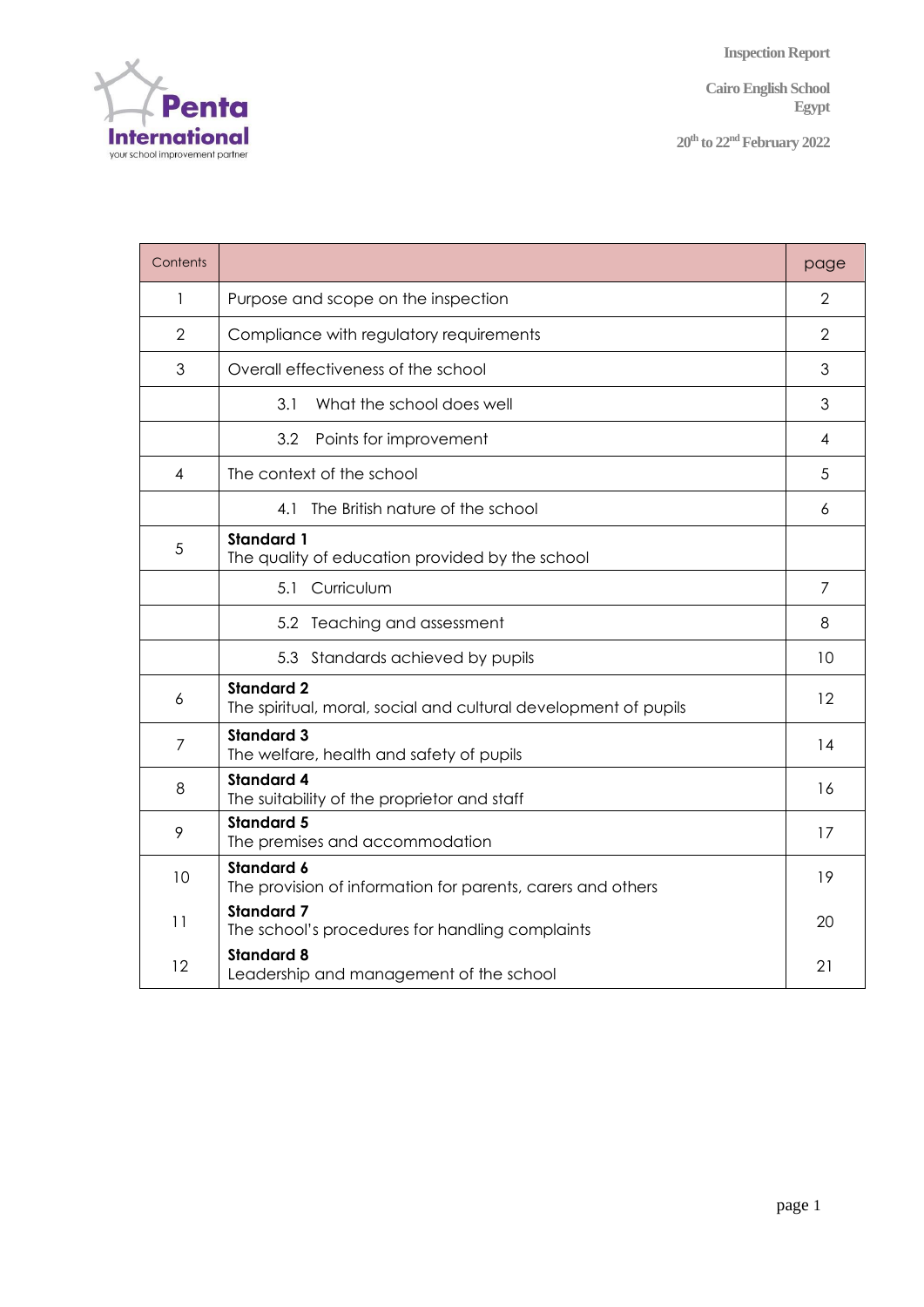| Contents | | page |
|---|---|---|
| 1 | Purpose and scope on the inspection | 2 |
| 2 | Compliance with regulatory requirements | 2 |
| 3 | Overall effectiveness of the school | 3 |
| | 3.1 What the school does well | 3 |
| | 3.2 Points for improvement | 4 |
| 4 | The context of the school | 5 |
| | 4.1 The British nature of the school | 6 |
| 5 | **Standard 1**<br>The quality of education provided by the school | |
| | 5.1 Curriculum | 7 |
| | 5.2 Teaching and assessment | 8 |
| | 5.3 Standards achieved by pupils | 10 |
| 6 | **Standard 2**<br>The spiritual, moral, social and cultural development of pupils | 12 |
| 7 | **Standard 3**<br>The welfare, health and safety of pupils | 14 |
| 8 | **Standard 4**<br>The suitability of the proprietor and staff | 16 |
| 9 | **Standard 5**<br>The premises and accommodation | 17 |
| 10 | **Standard 6**<br>The provision of information for parents, carers and others | 19 |
| 11 | **Standard 7**<br>The school's procedures for handling complaints | 20 |
| 12 | **Standard 8**<br>Leadership and management of the school | 21 |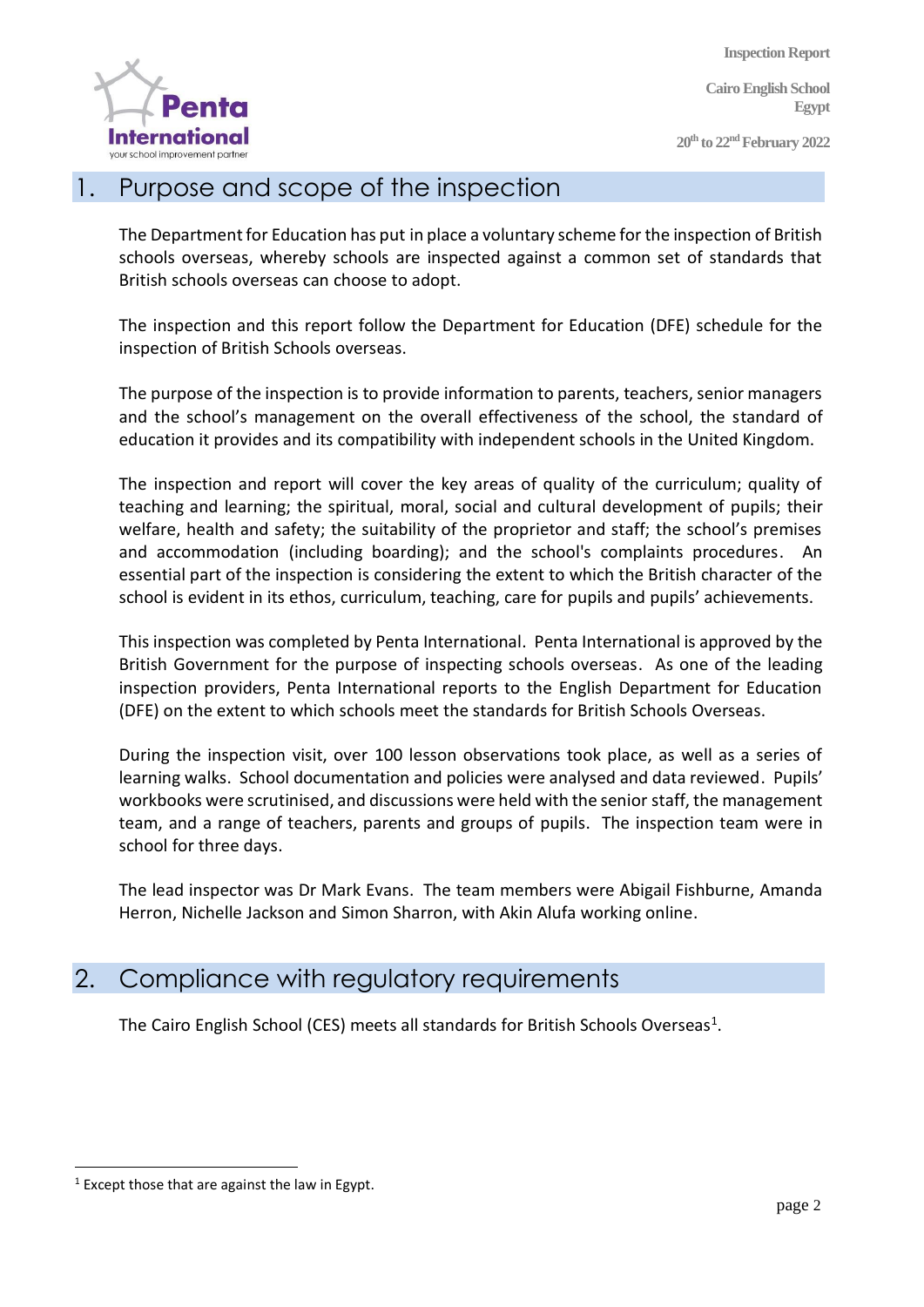## 1. Purpose and scope of the inspection

The Department for Education has put in place a voluntary scheme for the inspection of British schools overseas, whereby schools are inspected against a common set of standards that British schools overseas can choose to adopt.

The inspection and this report follow the Department for Education (DFE) schedule for the inspection of British Schools overseas.

The purpose of the inspection is to provide information to parents, teachers, senior managers and the school's management on the overall effectiveness of the school, the standard of education it provides and its compatibility with independent schools in the United Kingdom.

The inspection and report will cover the key areas of quality of the curriculum; quality of teaching and learning; the spiritual, moral, social and cultural development of pupils; their welfare, health and safety; the suitability of the proprietor and staff; the school's premises and accommodation (including boarding); and the school's complaints procedures. An essential part of the inspection is considering the extent to which the British character of the school is evident in its ethos, curriculum, teaching, care for pupils and pupils' achievements.

This inspection was completed by Penta International. Penta International is approved by the British Government for the purpose of inspecting schools overseas. As one of the leading inspection providers, Penta International reports to the English Department for Education (DFE) on the extent to which schools meet the standards for British Schools Overseas.

During the inspection visit, over 100 lesson observations took place, as well as a series of learning walks. School documentation and policies were analysed and data reviewed. Pupils' workbooks were scrutinised, and discussions were held with the senior staff, the management team, and a range of teachers, parents and groups of pupils. The inspection team were in school for three days.

The lead inspector was Dr Mark Evans. The team members were Abigail Fishburne, Amanda Herron, Nichelle Jackson and Simon Sharron, with Akin Alufa working online.

## 2. Compliance with regulatory requirements

The Cairo English School (CES) meets all standards for British Schools Overseas[1].

[1] Except those that are against the law in Egypt.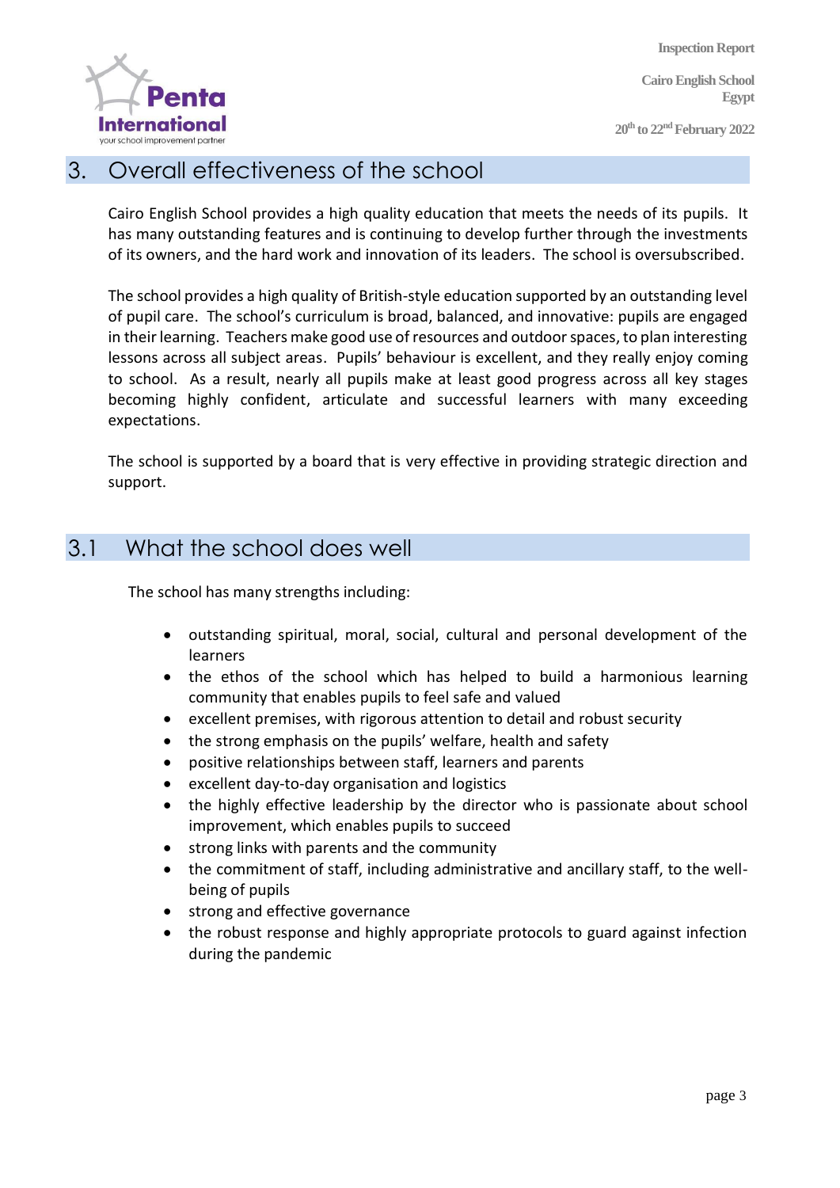## 3. Overall effectiveness of the school

Cairo English School provides a high quality education that meets the needs of its pupils. It has many outstanding features and is continuing to develop further through the investments of its owners, and the hard work and innovation of its leaders. The school is oversubscribed.

The school provides a high quality of British-style education supported by an outstanding level of pupil care. The school's curriculum is broad, balanced, and innovative: pupils are engaged in their learning. Teachers make good use of resources and outdoor spaces, to plan interesting lessons across all subject areas. Pupils' behaviour is excellent, and they really enjoy coming to school. As a result, nearly all pupils make at least good progress across all key stages becoming highly confident, articulate and successful learners with many exceeding expectations.

The school is supported by a board that is very effective in providing strategic direction and support.

### 3.1 What the school does well

The school has many strengths including:

- outstanding spiritual, moral, social, cultural and personal development of the learners
- the ethos of the school which has helped to build a harmonious learning community that enables pupils to feel safe and valued
- excellent premises, with rigorous attention to detail and robust security
- the strong emphasis on the pupils' welfare, health and safety
- positive relationships between staff, learners and parents
- excellent day-to-day organisation and logistics
- the highly effective leadership by the director who is passionate about school improvement, which enables pupils to succeed
- strong links with parents and the community
- the commitment of staff, including administrative and ancillary staff, to the well-being of pupils
- strong and effective governance
- the robust response and highly appropriate protocols to guard against infection during the pandemic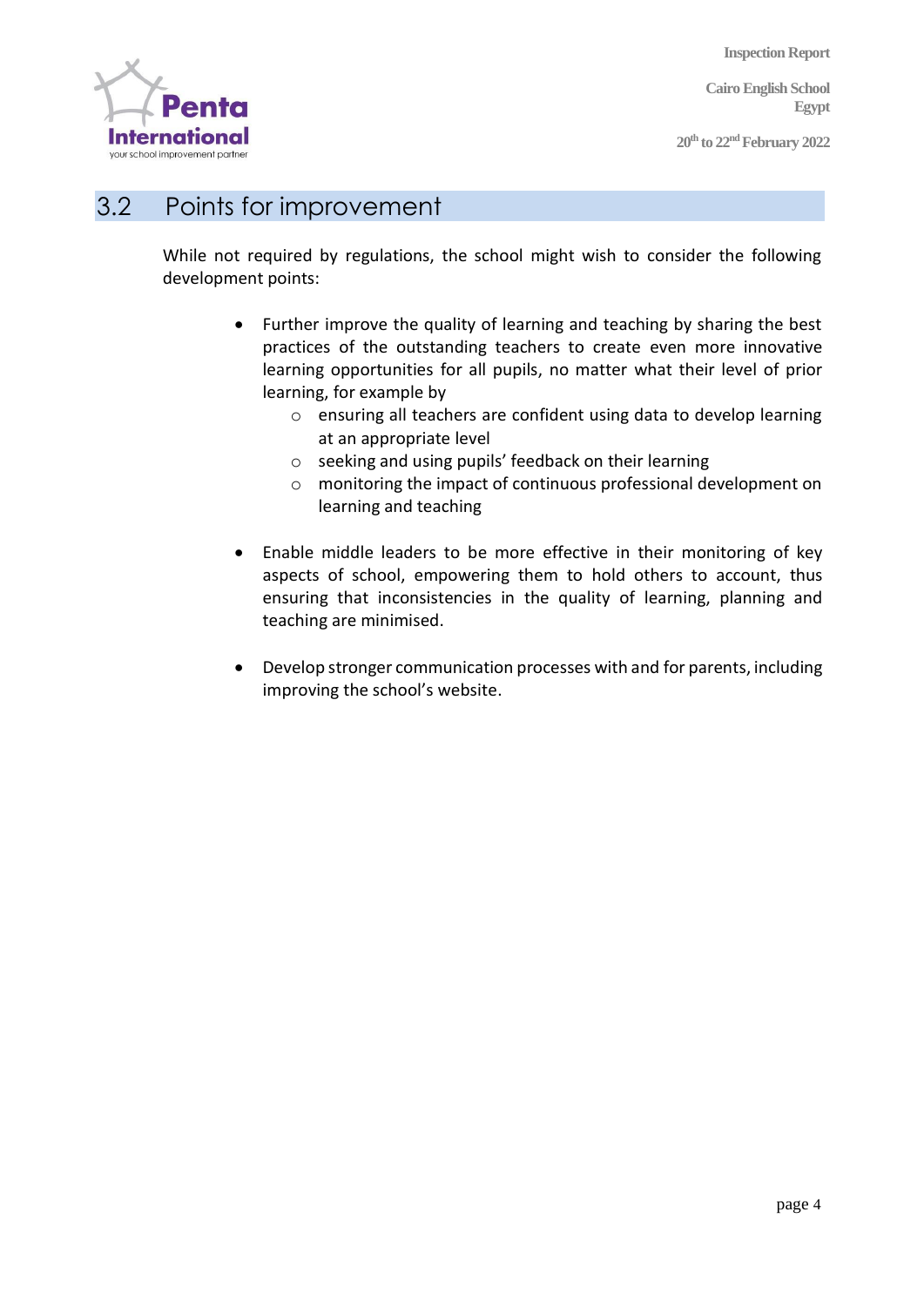## 3.2 Points for improvement

While not required by regulations, the school might wish to consider the following development points:

- Further improve the quality of learning and teaching by sharing the best practices of the outstanding teachers to create even more innovative learning opportunities for all pupils, no matter what their level of prior learning, for example by
    - ensuring all teachers are confident using data to develop learning at an appropriate level
    - seeking and using pupils' feedback on their learning
    - monitoring the impact of continuous professional development on learning and teaching

- Enable middle leaders to be more effective in their monitoring of key aspects of school, empowering them to hold others to account, thus ensuring that inconsistencies in the quality of learning, planning and teaching are minimised.

- Develop stronger communication processes with and for parents, including improving the school's website.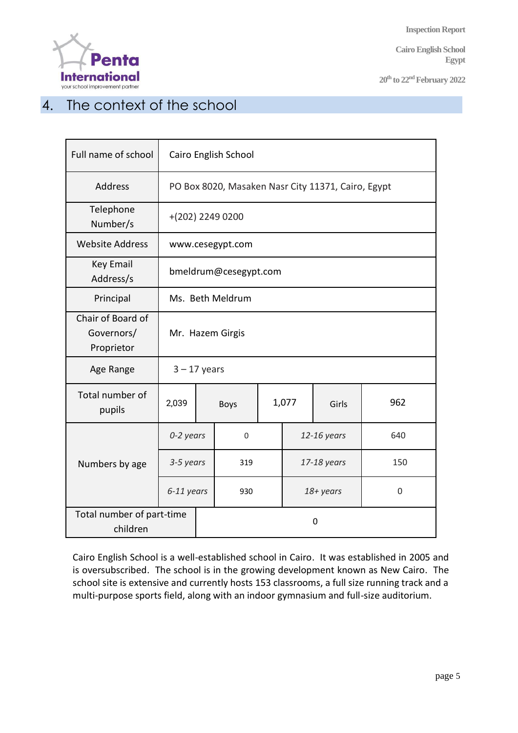## 4. The context of the school

| Full name of school | Cairo English School | | | | | |
|---|---|---|---|---|---|---|
| Address | PO Box 8020, Masaken Nasr City 11371, Cairo, Egypt | | | | | |
| Telephone Number/s | +(202) 2249 0200 | | | | | |
| Website Address | www.cesegypt.com | | | | | |
| Key Email Address/s | bmeldrum@cesegypt.com | | | | | |
| Principal | Ms. Beth Meldrum | | | | | |
| Chair of Board of Governors/ Proprietor | Mr. Hazem Girgis | | | | | |
| Age Range | 3 – 17 years | | | | | |
| Total number of pupils | 2,039 | Boys | 1,077 | Girls | 962 | |
| Numbers by age | *0-2 years* | 0 | *12-16 years* | 640 | | |
| | *3-5 years* | 319 | *17-18 years* | 150 | | |
| | *6-11 years* | 930 | *18+ years* | 0 | | |
| Total number of part-time children | 0 | | | | | |

Cairo English School is a well-established school in Cairo. It was established in 2005 and is oversubscribed. The school is in the growing development known as New Cairo. The school site is extensive and currently hosts 153 classrooms, a full size running track and a multi-purpose sports field, along with an indoor gymnasium and full-size auditorium.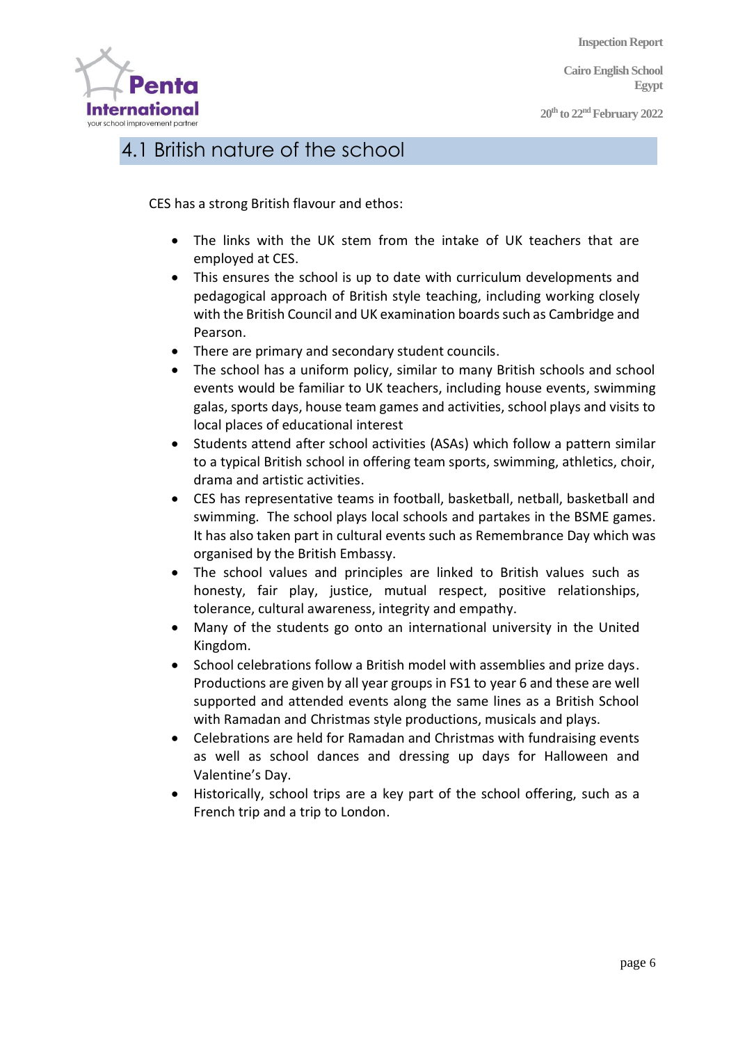## 4.1 British nature of the school

CES has a strong British flavour and ethos:

- The links with the UK stem from the intake of UK teachers that are employed at CES.
- This ensures the school is up to date with curriculum developments and pedagogical approach of British style teaching, including working closely with the British Council and UK examination boards such as Cambridge and Pearson.
- There are primary and secondary student councils.
- The school has a uniform policy, similar to many British schools and school events would be familiar to UK teachers, including house events, swimming galas, sports days, house team games and activities, school plays and visits to local places of educational interest
- Students attend after school activities (ASAs) which follow a pattern similar to a typical British school in offering team sports, swimming, athletics, choir, drama and artistic activities.
- CES has representative teams in football, basketball, netball, basketball and swimming. The school plays local schools and partakes in the BSME games. It has also taken part in cultural events such as Remembrance Day which was organised by the British Embassy.
- The school values and principles are linked to British values such as honesty, fair play, justice, mutual respect, positive relationships, tolerance, cultural awareness, integrity and empathy.
- Many of the students go onto an international university in the United Kingdom.
- School celebrations follow a British model with assemblies and prize days. Productions are given by all year groups in FS1 to year 6 and these are well supported and attended events along the same lines as a British School with Ramadan and Christmas style productions, musicals and plays.
- Celebrations are held for Ramadan and Christmas with fundraising events as well as school dances and dressing up days for Halloween and Valentine's Day.
- Historically, school trips are a key part of the school offering, such as a French trip and a trip to London.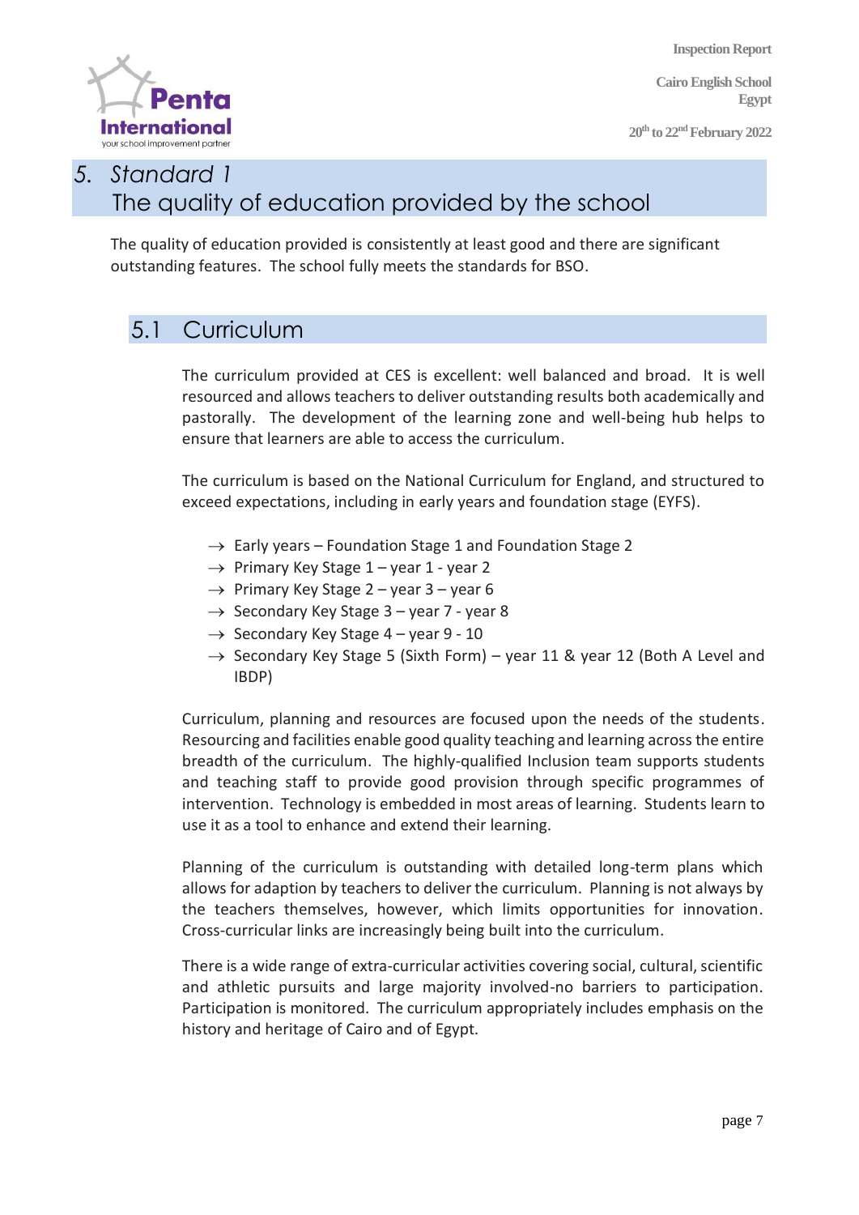# 5. *Standard 1*
# The quality of education provided by the school

The quality of education provided is consistently at least good and there are significant outstanding features. The school fully meets the standards for BSO.

## 5.1 Curriculum

The curriculum provided at CES is excellent: well balanced and broad. It is well resourced and allows teachers to deliver outstanding results both academically and pastorally. The development of the learning zone and well-being hub helps to ensure that learners are able to access the curriculum.

The curriculum is based on the National Curriculum for England, and structured to exceed expectations, including in early years and foundation stage (EYFS).

- → Early years – Foundation Stage 1 and Foundation Stage 2
- → Primary Key Stage 1 – year 1 - year 2
- → Primary Key Stage 2 – year 3 – year 6
- → Secondary Key Stage 3 – year 7 - year 8
- → Secondary Key Stage 4 – year 9 - 10
- → Secondary Key Stage 5 (Sixth Form) – year 11 & year 12 (Both A Level and IBDP)

Curriculum, planning and resources are focused upon the needs of the students. Resourcing and facilities enable good quality teaching and learning across the entire breadth of the curriculum. The highly-qualified Inclusion team supports students and teaching staff to provide good provision through specific programmes of intervention. Technology is embedded in most areas of learning. Students learn to use it as a tool to enhance and extend their learning.

Planning of the curriculum is outstanding with detailed long-term plans which allows for adaption by teachers to deliver the curriculum. Planning is not always by the teachers themselves, however, which limits opportunities for innovation. Cross-curricular links are increasingly being built into the curriculum.

There is a wide range of extra-curricular activities covering social, cultural, scientific and athletic pursuits and large majority involved-no barriers to participation. Participation is monitored. The curriculum appropriately includes emphasis on the history and heritage of Cairo and of Egypt.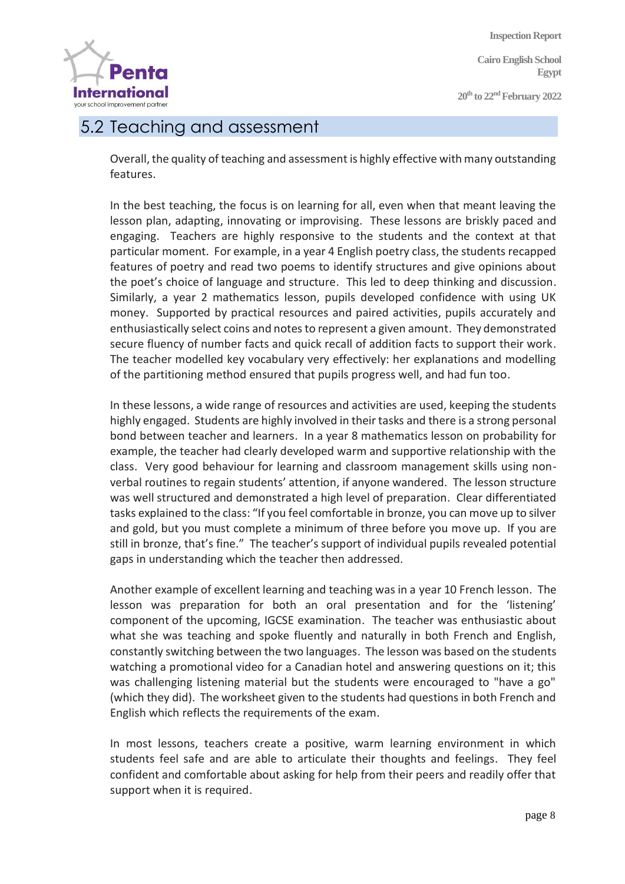## 5.2 Teaching and assessment

Overall, the quality of teaching and assessment is highly effective with many outstanding features.

In the best teaching, the focus is on learning for all, even when that meant leaving the lesson plan, adapting, innovating or improvising. These lessons are briskly paced and engaging. Teachers are highly responsive to the students and the context at that particular moment. For example, in a year 4 English poetry class, the students recapped features of poetry and read two poems to identify structures and give opinions about the poet's choice of language and structure. This led to deep thinking and discussion. Similarly, a year 2 mathematics lesson, pupils developed confidence with using UK money. Supported by practical resources and paired activities, pupils accurately and enthusiastically select coins and notes to represent a given amount. They demonstrated secure fluency of number facts and quick recall of addition facts to support their work. The teacher modelled key vocabulary very effectively: her explanations and modelling of the partitioning method ensured that pupils progress well, and had fun too.

In these lessons, a wide range of resources and activities are used, keeping the students highly engaged. Students are highly involved in their tasks and there is a strong personal bond between teacher and learners. In a year 8 mathematics lesson on probability for example, the teacher had clearly developed warm and supportive relationship with the class. Very good behaviour for learning and classroom management skills using non-verbal routines to regain students' attention, if anyone wandered. The lesson structure was well structured and demonstrated a high level of preparation. Clear differentiated tasks explained to the class: "If you feel comfortable in bronze, you can move up to silver and gold, but you must complete a minimum of three before you move up. If you are still in bronze, that's fine." The teacher's support of individual pupils revealed potential gaps in understanding which the teacher then addressed.

Another example of excellent learning and teaching was in a year 10 French lesson. The lesson was preparation for both an oral presentation and for the 'listening' component of the upcoming, IGCSE examination. The teacher was enthusiastic about what she was teaching and spoke fluently and naturally in both French and English, constantly switching between the two languages. The lesson was based on the students watching a promotional video for a Canadian hotel and answering questions on it; this was challenging listening material but the students were encouraged to "have a go" (which they did). The worksheet given to the students had questions in both French and English which reflects the requirements of the exam.

In most lessons, teachers create a positive, warm learning environment in which students feel safe and are able to articulate their thoughts and feelings. They feel confident and comfortable about asking for help from their peers and readily offer that support when it is required.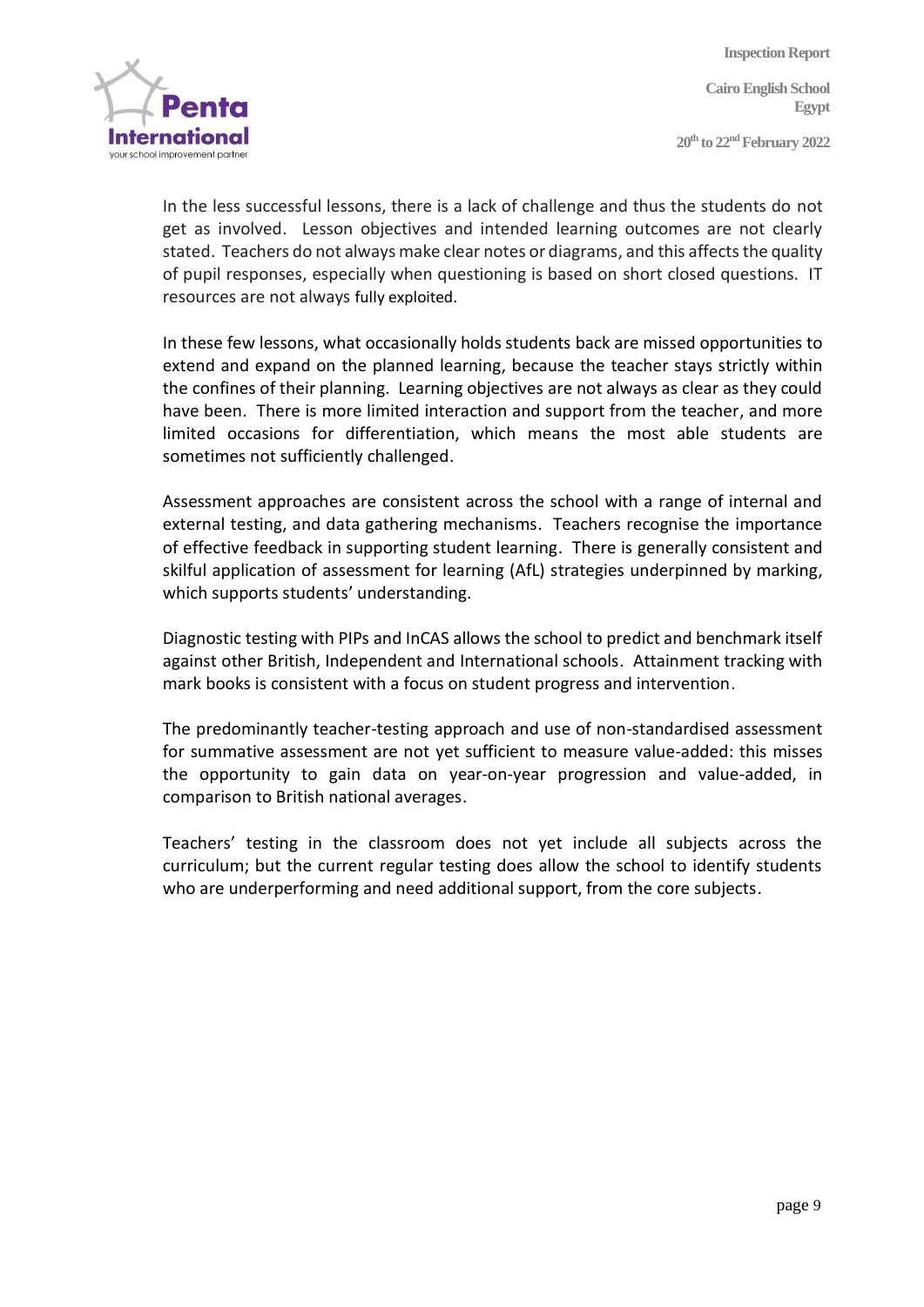In the less successful lessons, there is a lack of challenge and thus the students do not get as involved. Lesson objectives and intended learning outcomes are not clearly stated. Teachers do not always make clear notes or diagrams, and this affects the quality of pupil responses, especially when questioning is based on short closed questions. IT resources are not always fully exploited.

In these few lessons, what occasionally holds students back are missed opportunities to extend and expand on the planned learning, because the teacher stays strictly within the confines of their planning. Learning objectives are not always as clear as they could have been. There is more limited interaction and support from the teacher, and more limited occasions for differentiation, which means the most able students are sometimes not sufficiently challenged.

Assessment approaches are consistent across the school with a range of internal and external testing, and data gathering mechanisms. Teachers recognise the importance of effective feedback in supporting student learning. There is generally consistent and skilful application of assessment for learning (AfL) strategies underpinned by marking, which supports students' understanding.

Diagnostic testing with PIPs and InCAS allows the school to predict and benchmark itself against other British, Independent and International schools. Attainment tracking with mark books is consistent with a focus on student progress and intervention.

The predominantly teacher-testing approach and use of non-standardised assessment for summative assessment are not yet sufficient to measure value-added: this misses the opportunity to gain data on year-on-year progression and value-added, in comparison to British national averages.

Teachers' testing in the classroom does not yet include all subjects across the curriculum; but the current regular testing does allow the school to identify students who are underperforming and need additional support, from the core subjects.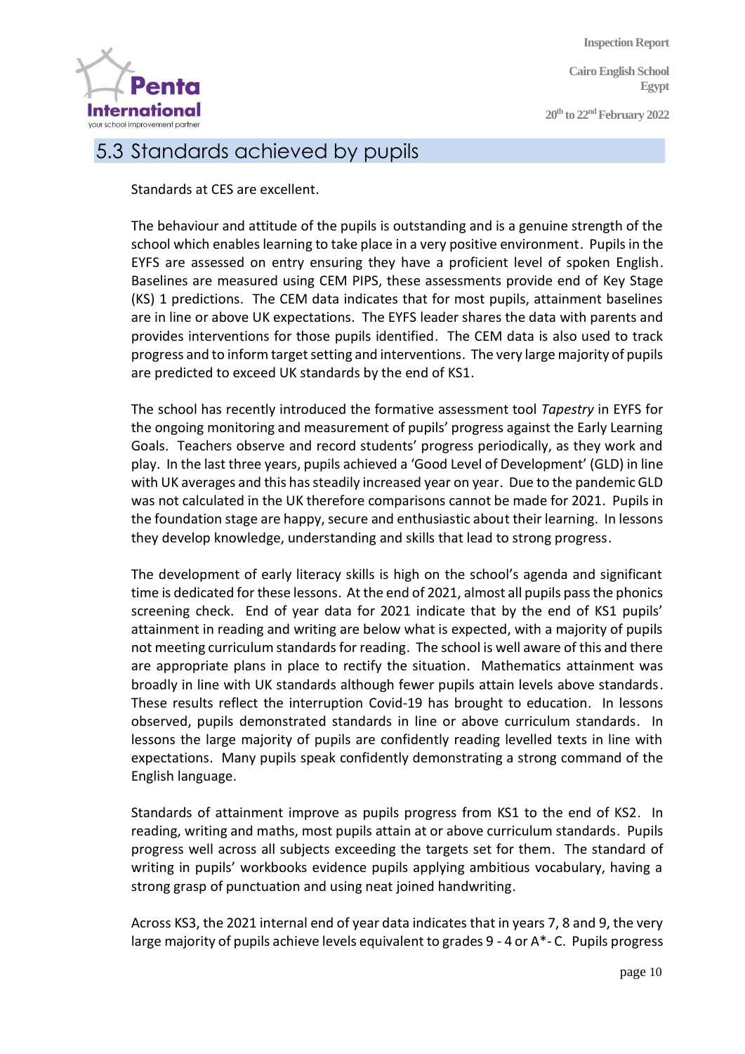## 5.3 Standards achieved by pupils

Standards at CES are excellent.

The behaviour and attitude of the pupils is outstanding and is a genuine strength of the school which enables learning to take place in a very positive environment. Pupils in the EYFS are assessed on entry ensuring they have a proficient level of spoken English. Baselines are measured using CEM PIPS, these assessments provide end of Key Stage (KS) 1 predictions. The CEM data indicates that for most pupils, attainment baselines are in line or above UK expectations. The EYFS leader shares the data with parents and provides interventions for those pupils identified. The CEM data is also used to track progress and to inform target setting and interventions. The very large majority of pupils are predicted to exceed UK standards by the end of KS1.

The school has recently introduced the formative assessment tool *Tapestry* in EYFS for the ongoing monitoring and measurement of pupils' progress against the Early Learning Goals. Teachers observe and record students' progress periodically, as they work and play. In the last three years, pupils achieved a 'Good Level of Development' (GLD) in line with UK averages and this has steadily increased year on year. Due to the pandemic GLD was not calculated in the UK therefore comparisons cannot be made for 2021. Pupils in the foundation stage are happy, secure and enthusiastic about their learning. In lessons they develop knowledge, understanding and skills that lead to strong progress.

The development of early literacy skills is high on the school's agenda and significant time is dedicated for these lessons. At the end of 2021, almost all pupils pass the phonics screening check. End of year data for 2021 indicate that by the end of KS1 pupils' attainment in reading and writing are below what is expected, with a majority of pupils not meeting curriculum standards for reading. The school is well aware of this and there are appropriate plans in place to rectify the situation. Mathematics attainment was broadly in line with UK standards although fewer pupils attain levels above standards. These results reflect the interruption Covid-19 has brought to education. In lessons observed, pupils demonstrated standards in line or above curriculum standards. In lessons the large majority of pupils are confidently reading levelled texts in line with expectations. Many pupils speak confidently demonstrating a strong command of the English language.

Standards of attainment improve as pupils progress from KS1 to the end of KS2. In reading, writing and maths, most pupils attain at or above curriculum standards. Pupils progress well across all subjects exceeding the targets set for them. The standard of writing in pupils' workbooks evidence pupils applying ambitious vocabulary, having a strong grasp of punctuation and using neat joined handwriting.

Across KS3, the 2021 internal end of year data indicates that in years 7, 8 and 9, the very large majority of pupils achieve levels equivalent to grades 9 - 4 or A*- C. Pupils progress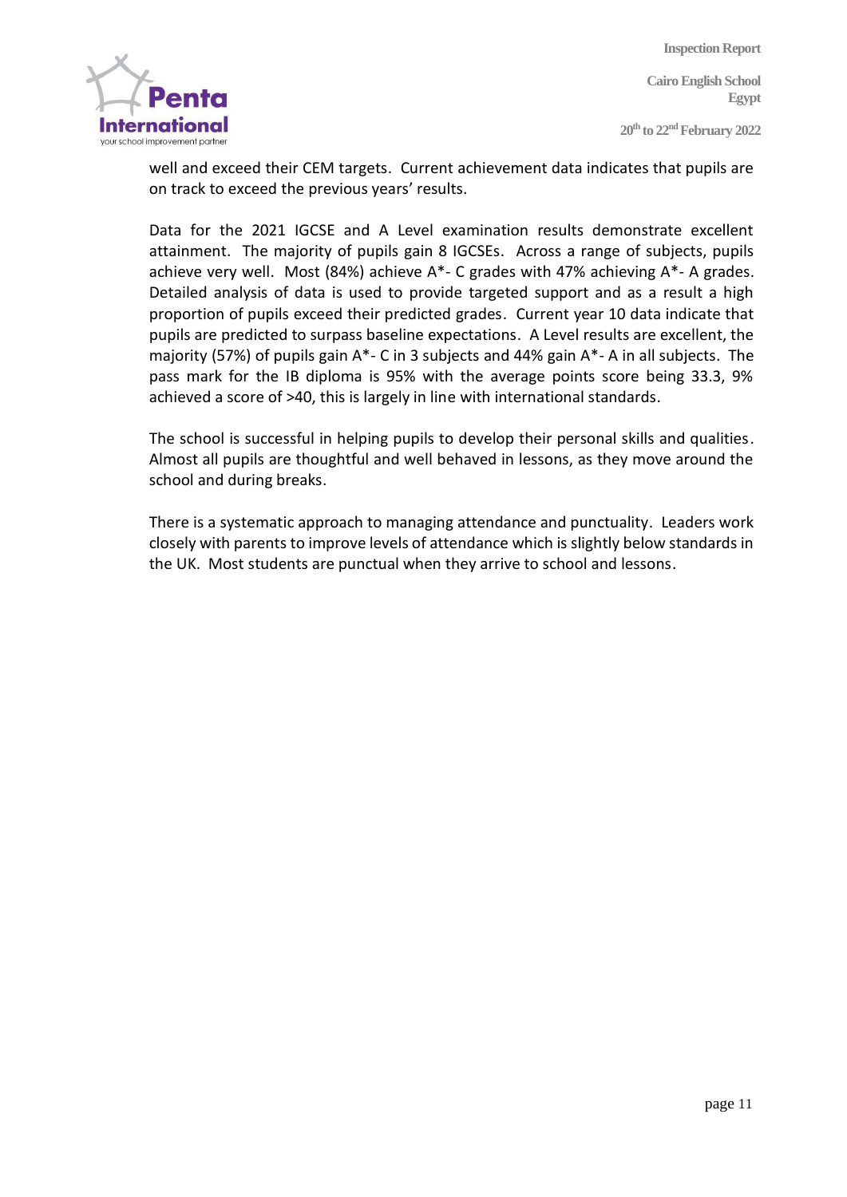well and exceed their CEM targets. Current achievement data indicates that pupils are on track to exceed the previous years' results.

Data for the 2021 IGCSE and A Level examination results demonstrate excellent attainment. The majority of pupils gain 8 IGCSEs. Across a range of subjects, pupils achieve very well. Most (84%) achieve A*- C grades with 47% achieving A*- A grades. Detailed analysis of data is used to provide targeted support and as a result a high proportion of pupils exceed their predicted grades. Current year 10 data indicate that pupils are predicted to surpass baseline expectations. A Level results are excellent, the majority (57%) of pupils gain A*- C in 3 subjects and 44% gain A*- A in all subjects. The pass mark for the IB diploma is 95% with the average points score being 33.3, 9% achieved a score of >40, this is largely in line with international standards.

The school is successful in helping pupils to develop their personal skills and qualities. Almost all pupils are thoughtful and well behaved in lessons, as they move around the school and during breaks.

There is a systematic approach to managing attendance and punctuality. Leaders work closely with parents to improve levels of attendance which is slightly below standards in the UK. Most students are punctual when they arrive to school and lessons.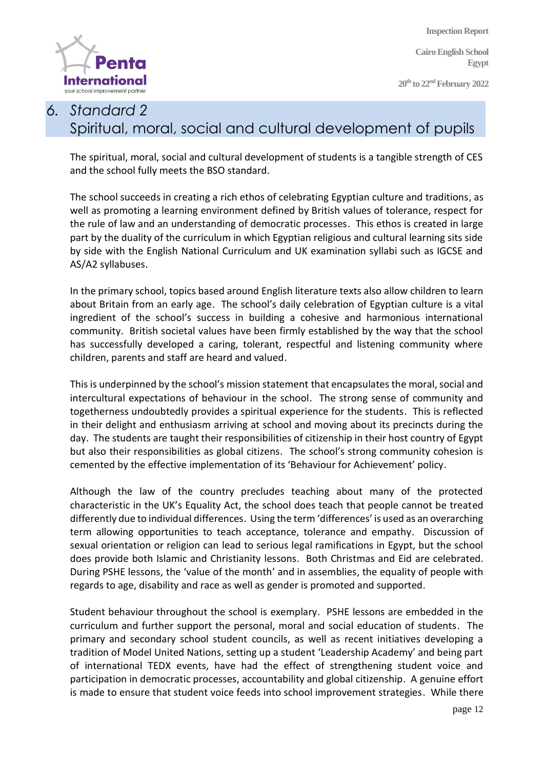# 6. *Standard 2*
# Spiritual, moral, social and cultural development of pupils

The spiritual, moral, social and cultural development of students is a tangible strength of CES and the school fully meets the BSO standard.

The school succeeds in creating a rich ethos of celebrating Egyptian culture and traditions, as well as promoting a learning environment defined by British values of tolerance, respect for the rule of law and an understanding of democratic processes. This ethos is created in large part by the duality of the curriculum in which Egyptian religious and cultural learning sits side by side with the English National Curriculum and UK examination syllabi such as IGCSE and AS/A2 syllabuses.

In the primary school, topics based around English literature texts also allow children to learn about Britain from an early age. The school's daily celebration of Egyptian culture is a vital ingredient of the school's success in building a cohesive and harmonious international community. British societal values have been firmly established by the way that the school has successfully developed a caring, tolerant, respectful and listening community where children, parents and staff are heard and valued.

This is underpinned by the school's mission statement that encapsulates the moral, social and intercultural expectations of behaviour in the school. The strong sense of community and togetherness undoubtedly provides a spiritual experience for the students. This is reflected in their delight and enthusiasm arriving at school and moving about its precincts during the day. The students are taught their responsibilities of citizenship in their host country of Egypt but also their responsibilities as global citizens. The school's strong community cohesion is cemented by the effective implementation of its 'Behaviour for Achievement' policy.

Although the law of the country precludes teaching about many of the protected characteristic in the UK's Equality Act, the school does teach that people cannot be treated differently due to individual differences. Using the term 'differences' is used as an overarching term allowing opportunities to teach acceptance, tolerance and empathy. Discussion of sexual orientation or religion can lead to serious legal ramifications in Egypt, but the school does provide both Islamic and Christianity lessons. Both Christmas and Eid are celebrated. During PSHE lessons, the 'value of the month' and in assemblies, the equality of people with regards to age, disability and race as well as gender is promoted and supported.

Student behaviour throughout the school is exemplary. PSHE lessons are embedded in the curriculum and further support the personal, moral and social education of students. The primary and secondary school student councils, as well as recent initiatives developing a tradition of Model United Nations, setting up a student 'Leadership Academy' and being part of international TEDX events, have had the effect of strengthening student voice and participation in democratic processes, accountability and global citizenship. A genuine effort is made to ensure that student voice feeds into school improvement strategies. While there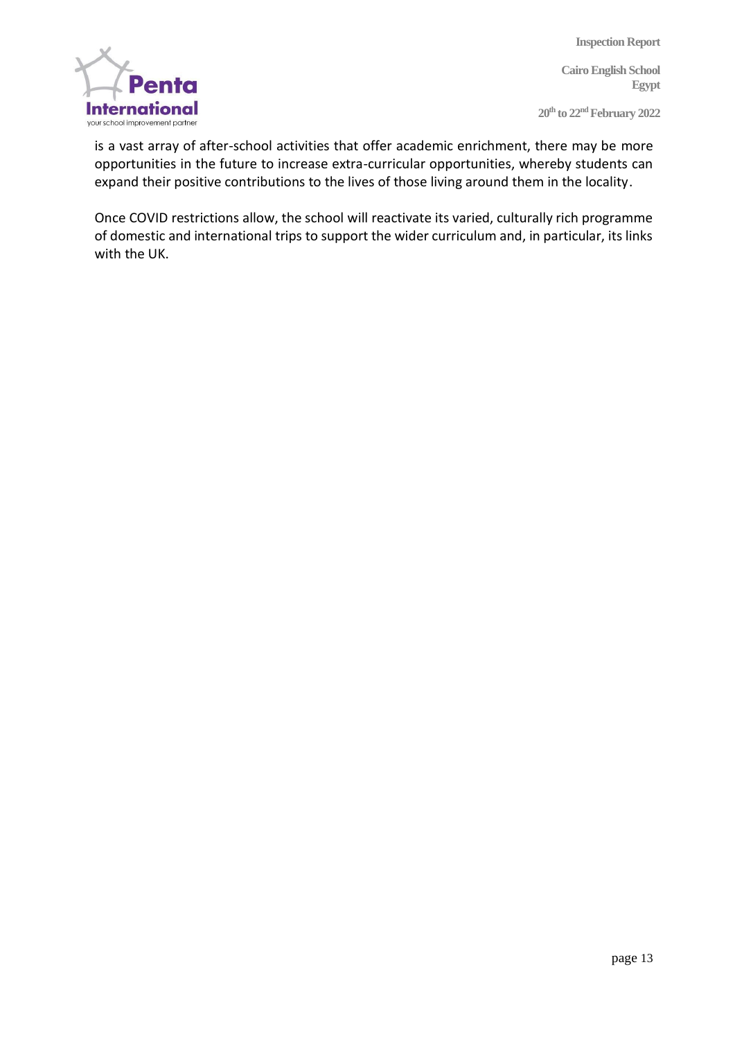is a vast array of after-school activities that offer academic enrichment, there may be more opportunities in the future to increase extra-curricular opportunities, whereby students can expand their positive contributions to the lives of those living around them in the locality.

Once COVID restrictions allow, the school will reactivate its varied, culturally rich programme of domestic and international trips to support the wider curriculum and, in particular, its links with the UK.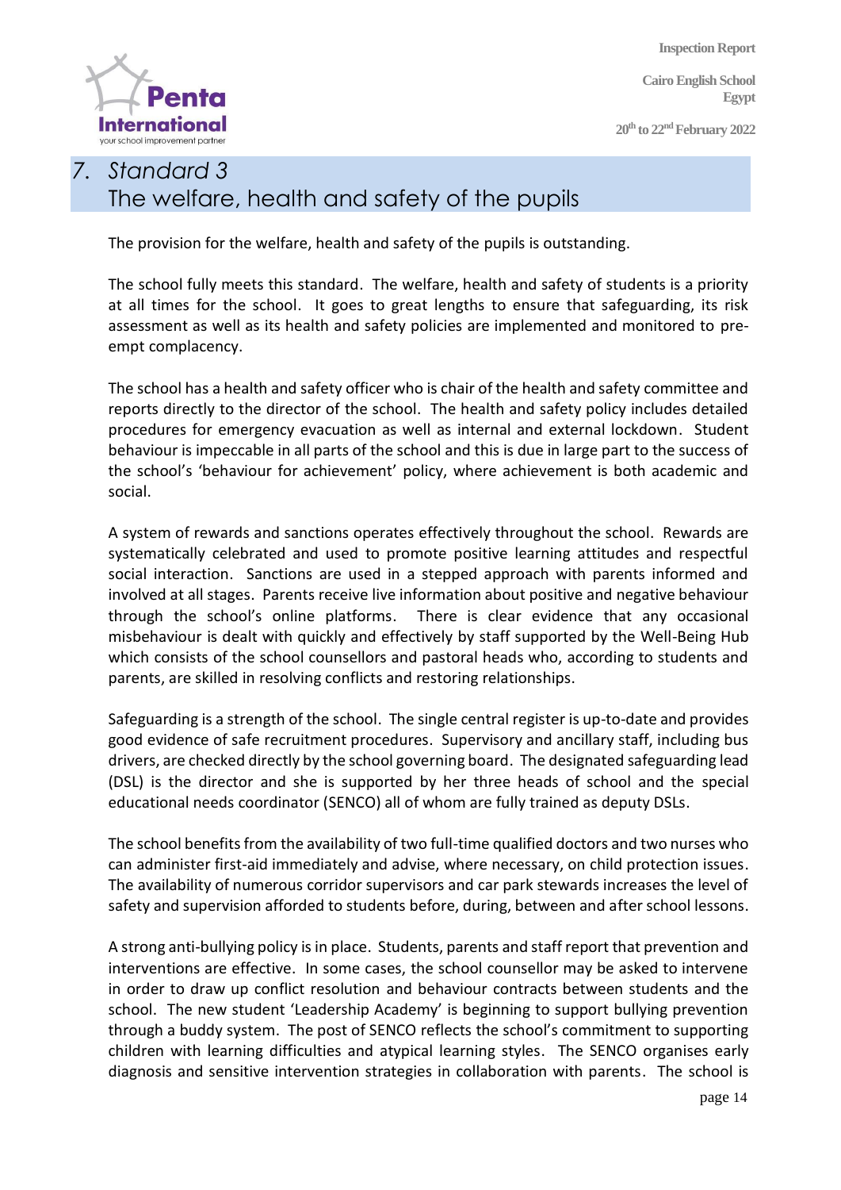# 7. Standard 3
## The welfare, health and safety of the pupils

The provision for the welfare, health and safety of the pupils is outstanding.

The school fully meets this standard. The welfare, health and safety of students is a priority at all times for the school. It goes to great lengths to ensure that safeguarding, its risk assessment as well as its health and safety policies are implemented and monitored to pre-empt complacency.

The school has a health and safety officer who is chair of the health and safety committee and reports directly to the director of the school. The health and safety policy includes detailed procedures for emergency evacuation as well as internal and external lockdown. Student behaviour is impeccable in all parts of the school and this is due in large part to the success of the school's 'behaviour for achievement' policy, where achievement is both academic and social.

A system of rewards and sanctions operates effectively throughout the school. Rewards are systematically celebrated and used to promote positive learning attitudes and respectful social interaction. Sanctions are used in a stepped approach with parents informed and involved at all stages. Parents receive live information about positive and negative behaviour through the school's online platforms. There is clear evidence that any occasional misbehaviour is dealt with quickly and effectively by staff supported by the Well-Being Hub which consists of the school counsellors and pastoral heads who, according to students and parents, are skilled in resolving conflicts and restoring relationships.

Safeguarding is a strength of the school. The single central register is up-to-date and provides good evidence of safe recruitment procedures. Supervisory and ancillary staff, including bus drivers, are checked directly by the school governing board. The designated safeguarding lead (DSL) is the director and she is supported by her three heads of school and the special educational needs coordinator (SENCO) all of whom are fully trained as deputy DSLs.

The school benefits from the availability of two full-time qualified doctors and two nurses who can administer first-aid immediately and advise, where necessary, on child protection issues. The availability of numerous corridor supervisors and car park stewards increases the level of safety and supervision afforded to students before, during, between and after school lessons.

A strong anti-bullying policy is in place. Students, parents and staff report that prevention and interventions are effective. In some cases, the school counsellor may be asked to intervene in order to draw up conflict resolution and behaviour contracts between students and the school. The new student 'Leadership Academy' is beginning to support bullying prevention through a buddy system. The post of SENCO reflects the school's commitment to supporting children with learning difficulties and atypical learning styles. The SENCO organises early diagnosis and sensitive intervention strategies in collaboration with parents. The school is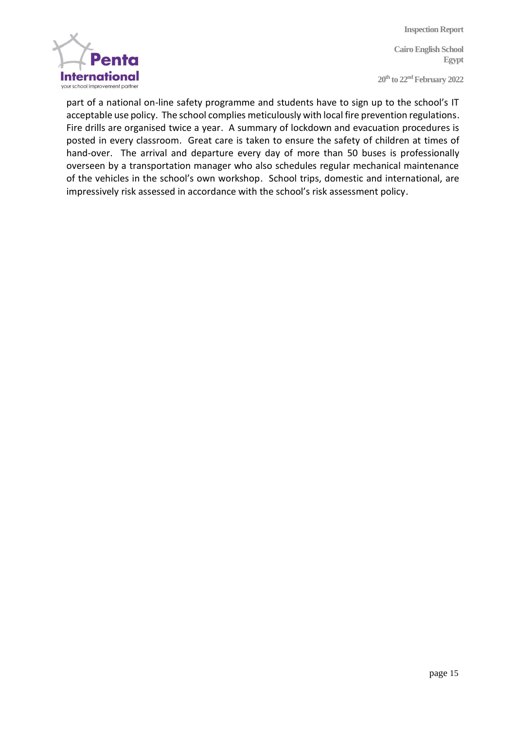part of a national on-line safety programme and students have to sign up to the school's IT acceptable use policy. The school complies meticulously with local fire prevention regulations. Fire drills are organised twice a year. A summary of lockdown and evacuation procedures is posted in every classroom. Great care is taken to ensure the safety of children at times of hand-over. The arrival and departure every day of more than 50 buses is professionally overseen by a transportation manager who also schedules regular mechanical maintenance of the vehicles in the school's own workshop. School trips, domestic and international, are impressively risk assessed in accordance with the school's risk assessment policy.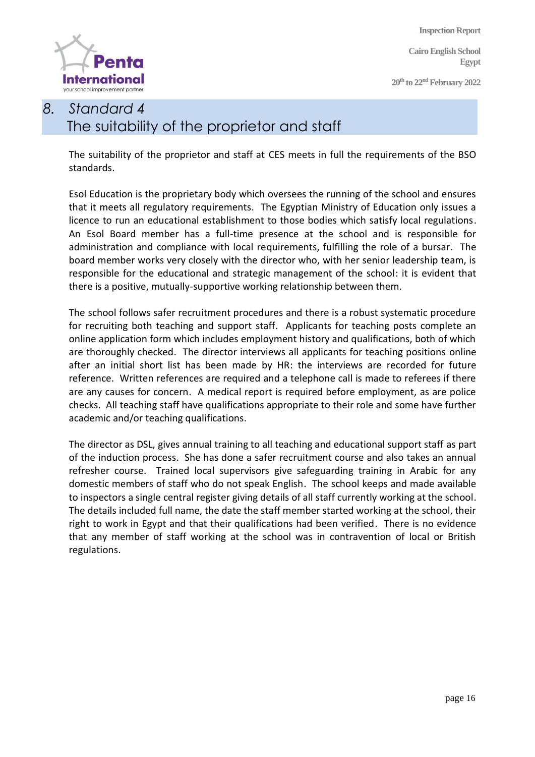## 8. Standard 4
## The suitability of the proprietor and staff

The suitability of the proprietor and staff at CES meets in full the requirements of the BSO standards.

Esol Education is the proprietary body which oversees the running of the school and ensures that it meets all regulatory requirements. The Egyptian Ministry of Education only issues a licence to run an educational establishment to those bodies which satisfy local regulations. An Esol Board member has a full-time presence at the school and is responsible for administration and compliance with local requirements, fulfilling the role of a bursar. The board member works very closely with the director who, with her senior leadership team, is responsible for the educational and strategic management of the school: it is evident that there is a positive, mutually-supportive working relationship between them.

The school follows safer recruitment procedures and there is a robust systematic procedure for recruiting both teaching and support staff. Applicants for teaching posts complete an online application form which includes employment history and qualifications, both of which are thoroughly checked. The director interviews all applicants for teaching positions online after an initial short list has been made by HR: the interviews are recorded for future reference. Written references are required and a telephone call is made to referees if there are any causes for concern. A medical report is required before employment, as are police checks. All teaching staff have qualifications appropriate to their role and some have further academic and/or teaching qualifications.

The director as DSL, gives annual training to all teaching and educational support staff as part of the induction process. She has done a safer recruitment course and also takes an annual refresher course. Trained local supervisors give safeguarding training in Arabic for any domestic members of staff who do not speak English. The school keeps and made available to inspectors a single central register giving details of all staff currently working at the school. The details included full name, the date the staff member started working at the school, their right to work in Egypt and that their qualifications had been verified. There is no evidence that any member of staff working at the school was in contravention of local or British regulations.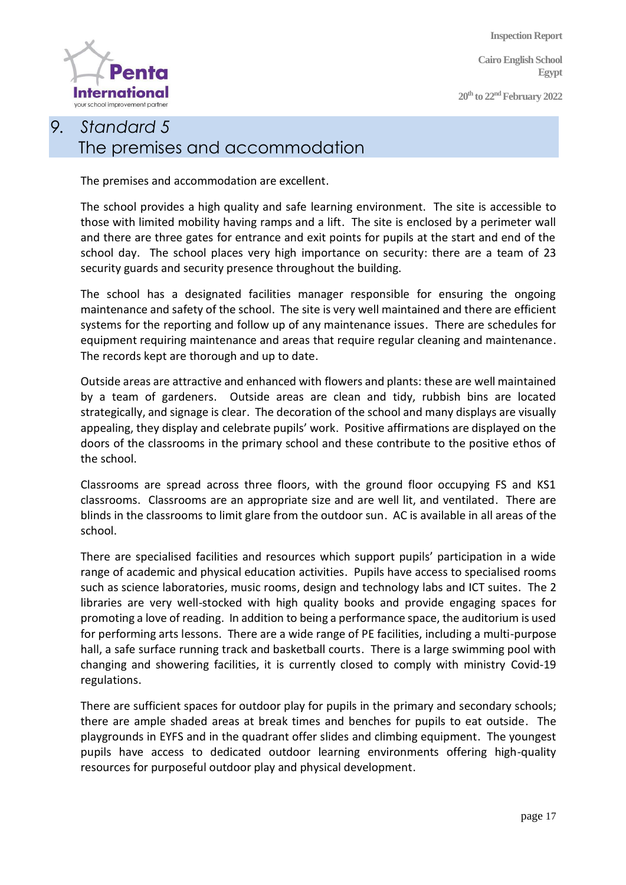# 9. Standard 5
# The premises and accommodation

The premises and accommodation are excellent.

The school provides a high quality and safe learning environment. The site is accessible to those with limited mobility having ramps and a lift. The site is enclosed by a perimeter wall and there are three gates for entrance and exit points for pupils at the start and end of the school day. The school places very high importance on security: there are a team of 23 security guards and security presence throughout the building.

The school has a designated facilities manager responsible for ensuring the ongoing maintenance and safety of the school. The site is very well maintained and there are efficient systems for the reporting and follow up of any maintenance issues. There are schedules for equipment requiring maintenance and areas that require regular cleaning and maintenance. The records kept are thorough and up to date.

Outside areas are attractive and enhanced with flowers and plants: these are well maintained by a team of gardeners. Outside areas are clean and tidy, rubbish bins are located strategically, and signage is clear. The decoration of the school and many displays are visually appealing, they display and celebrate pupils' work. Positive affirmations are displayed on the doors of the classrooms in the primary school and these contribute to the positive ethos of the school.

Classrooms are spread across three floors, with the ground floor occupying FS and KS1 classrooms. Classrooms are an appropriate size and are well lit, and ventilated. There are blinds in the classrooms to limit glare from the outdoor sun. AC is available in all areas of the school.

There are specialised facilities and resources which support pupils' participation in a wide range of academic and physical education activities. Pupils have access to specialised rooms such as science laboratories, music rooms, design and technology labs and ICT suites. The 2 libraries are very well-stocked with high quality books and provide engaging spaces for promoting a love of reading. In addition to being a performance space, the auditorium is used for performing arts lessons. There are a wide range of PE facilities, including a multi-purpose hall, a safe surface running track and basketball courts. There is a large swimming pool with changing and showering facilities, it is currently closed to comply with ministry Covid-19 regulations.

There are sufficient spaces for outdoor play for pupils in the primary and secondary schools; there are ample shaded areas at break times and benches for pupils to eat outside. The playgrounds in EYFS and in the quadrant offer slides and climbing equipment. The youngest pupils have access to dedicated outdoor learning environments offering high-quality resources for purposeful outdoor play and physical development.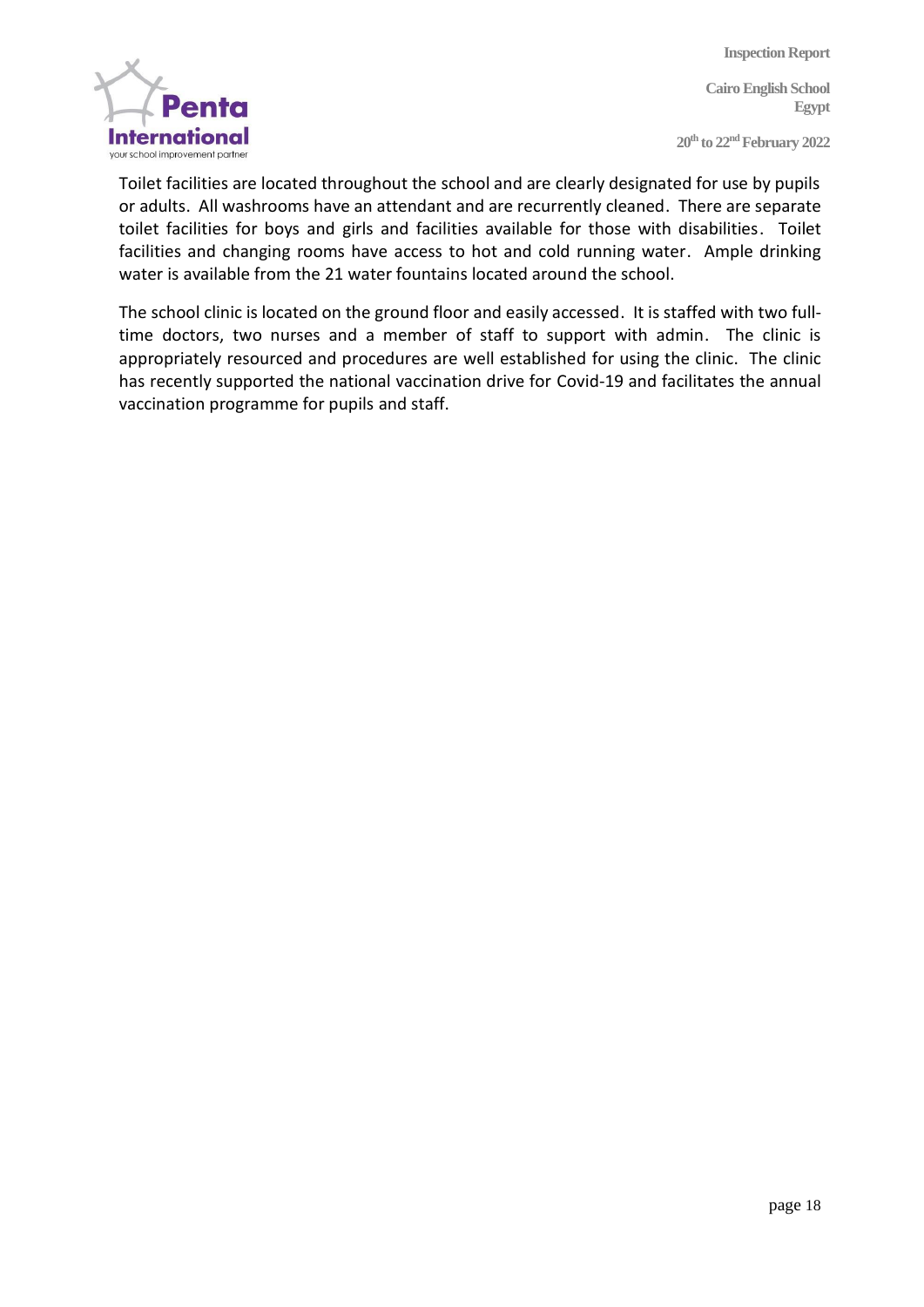Toilet facilities are located throughout the school and are clearly designated for use by pupils or adults. All washrooms have an attendant and are recurrently cleaned. There are separate toilet facilities for boys and girls and facilities available for those with disabilities. Toilet facilities and changing rooms have access to hot and cold running water. Ample drinking water is available from the 21 water fountains located around the school.

The school clinic is located on the ground floor and easily accessed. It is staffed with two full-time doctors, two nurses and a member of staff to support with admin. The clinic is appropriately resourced and procedures are well established for using the clinic. The clinic has recently supported the national vaccination drive for Covid-19 and facilitates the annual vaccination programme for pupils and staff.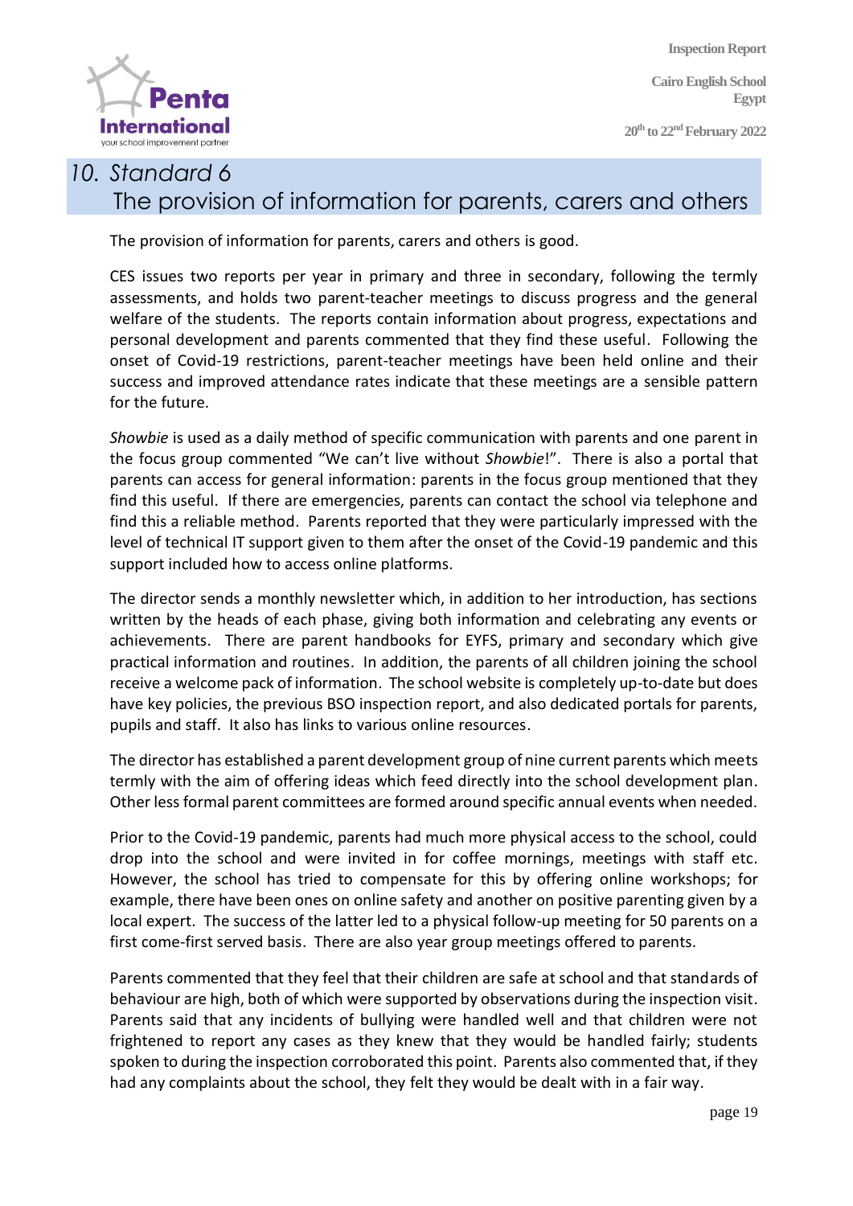# 10. Standard 6 The provision of information for parents, carers and others

The provision of information for parents, carers and others is good.

CES issues two reports per year in primary and three in secondary, following the termly assessments, and holds two parent-teacher meetings to discuss progress and the general welfare of the students. The reports contain information about progress, expectations and personal development and parents commented that they find these useful. Following the onset of Covid-19 restrictions, parent-teacher meetings have been held online and their success and improved attendance rates indicate that these meetings are a sensible pattern for the future.

*Showbie* is used as a daily method of specific communication with parents and one parent in the focus group commented "We can't live without *Showbie*!". There is also a portal that parents can access for general information: parents in the focus group mentioned that they find this useful. If there are emergencies, parents can contact the school via telephone and find this a reliable method. Parents reported that they were particularly impressed with the level of technical IT support given to them after the onset of the Covid-19 pandemic and this support included how to access online platforms.

The director sends a monthly newsletter which, in addition to her introduction, has sections written by the heads of each phase, giving both information and celebrating any events or achievements. There are parent handbooks for EYFS, primary and secondary which give practical information and routines. In addition, the parents of all children joining the school receive a welcome pack of information. The school website is completely up-to-date but does have key policies, the previous BSO inspection report, and also dedicated portals for parents, pupils and staff. It also has links to various online resources.

The director has established a parent development group of nine current parents which meets termly with the aim of offering ideas which feed directly into the school development plan. Other less formal parent committees are formed around specific annual events when needed.

Prior to the Covid-19 pandemic, parents had much more physical access to the school, could drop into the school and were invited in for coffee mornings, meetings with staff etc. However, the school has tried to compensate for this by offering online workshops; for example, there have been ones on online safety and another on positive parenting given by a local expert. The success of the latter led to a physical follow-up meeting for 50 parents on a first come-first served basis. There are also year group meetings offered to parents.

Parents commented that they feel that their children are safe at school and that standards of behaviour are high, both of which were supported by observations during the inspection visit. Parents said that any incidents of bullying were handled well and that children were not frightened to report any cases as they knew that they would be handled fairly; students spoken to during the inspection corroborated this point. Parents also commented that, if they had any complaints about the school, they felt they would be dealt with in a fair way.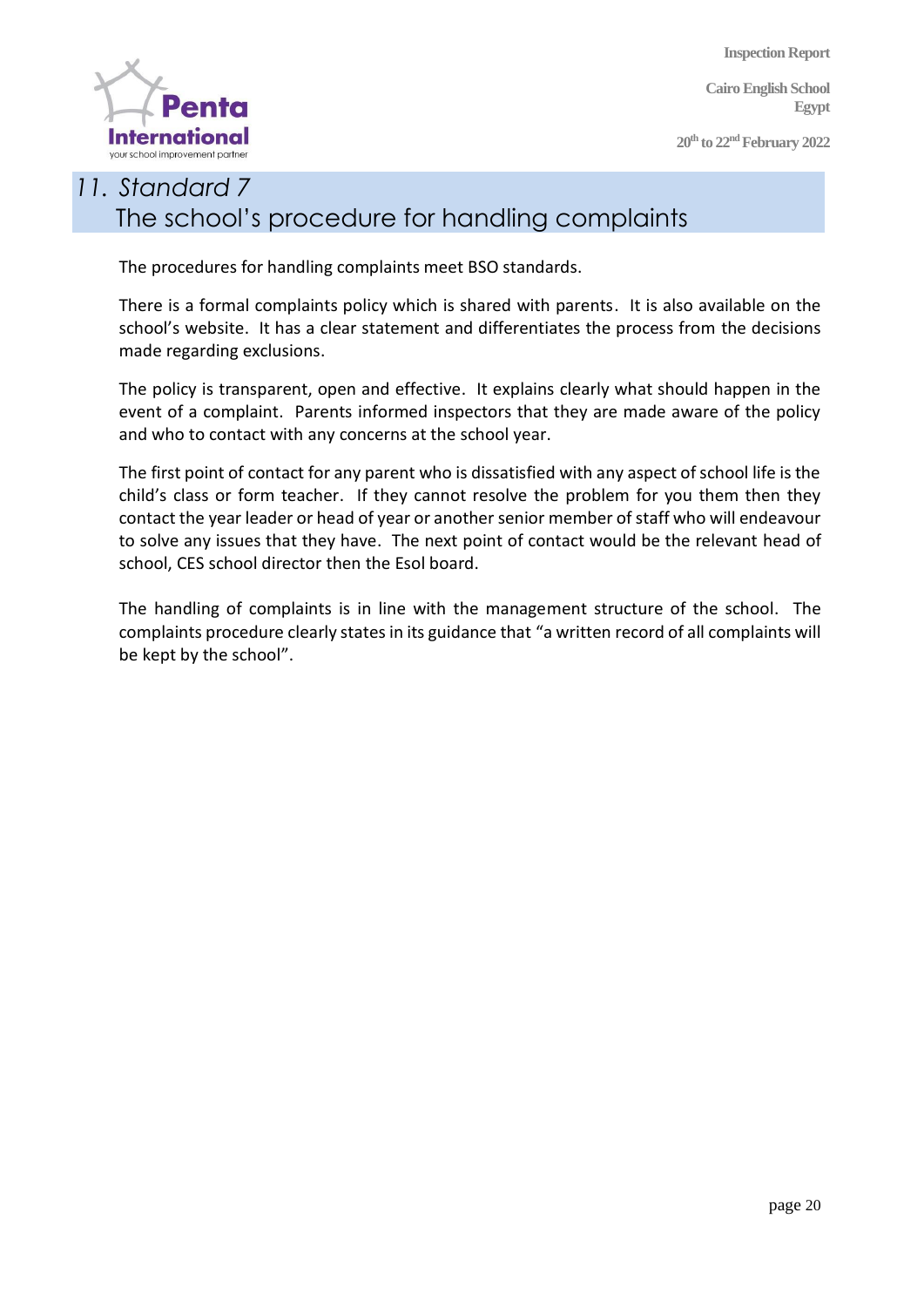## 11. *Standard 7*
## The school's procedure for handling complaints

The procedures for handling complaints meet BSO standards.

There is a formal complaints policy which is shared with parents. It is also available on the school's website. It has a clear statement and differentiates the process from the decisions made regarding exclusions.

The policy is transparent, open and effective. It explains clearly what should happen in the event of a complaint. Parents informed inspectors that they are made aware of the policy and who to contact with any concerns at the school year.

The first point of contact for any parent who is dissatisfied with any aspect of school life is the child's class or form teacher. If they cannot resolve the problem for you them then they contact the year leader or head of year or another senior member of staff who will endeavour to solve any issues that they have. The next point of contact would be the relevant head of school, CES school director then the Esol board.

The handling of complaints is in line with the management structure of the school. The complaints procedure clearly states in its guidance that "a written record of all complaints will be kept by the school".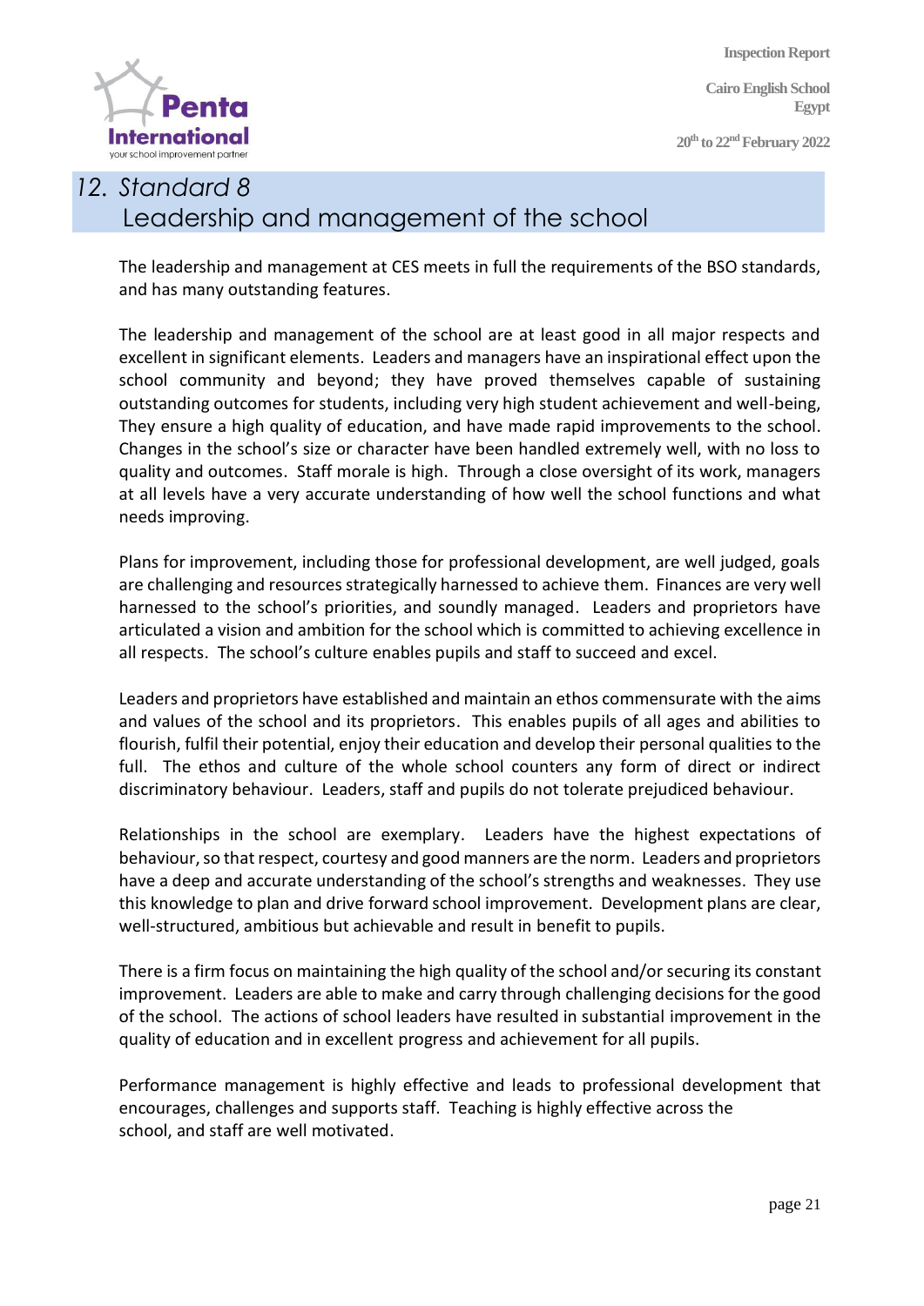## 12. Standard 8 Leadership and management of the school

The leadership and management at CES meets in full the requirements of the BSO standards, and has many outstanding features.

The leadership and management of the school are at least good in all major respects and excellent in significant elements. Leaders and managers have an inspirational effect upon the school community and beyond; they have proved themselves capable of sustaining outstanding outcomes for students, including very high student achievement and well-being, They ensure a high quality of education, and have made rapid improvements to the school. Changes in the school's size or character have been handled extremely well, with no loss to quality and outcomes. Staff morale is high. Through a close oversight of its work, managers at all levels have a very accurate understanding of how well the school functions and what needs improving.

Plans for improvement, including those for professional development, are well judged, goals are challenging and resources strategically harnessed to achieve them. Finances are very well harnessed to the school's priorities, and soundly managed. Leaders and proprietors have articulated a vision and ambition for the school which is committed to achieving excellence in all respects. The school's culture enables pupils and staff to succeed and excel.

Leaders and proprietors have established and maintain an ethos commensurate with the aims and values of the school and its proprietors. This enables pupils of all ages and abilities to flourish, fulfil their potential, enjoy their education and develop their personal qualities to the full. The ethos and culture of the whole school counters any form of direct or indirect discriminatory behaviour. Leaders, staff and pupils do not tolerate prejudiced behaviour.

Relationships in the school are exemplary. Leaders have the highest expectations of behaviour, so that respect, courtesy and good manners are the norm. Leaders and proprietors have a deep and accurate understanding of the school's strengths and weaknesses. They use this knowledge to plan and drive forward school improvement. Development plans are clear, well-structured, ambitious but achievable and result in benefit to pupils.

There is a firm focus on maintaining the high quality of the school and/or securing its constant improvement. Leaders are able to make and carry through challenging decisions for the good of the school. The actions of school leaders have resulted in substantial improvement in the quality of education and in excellent progress and achievement for all pupils.

Performance management is highly effective and leads to professional development that encourages, challenges and supports staff. Teaching is highly effective across the school, and staff are well motivated.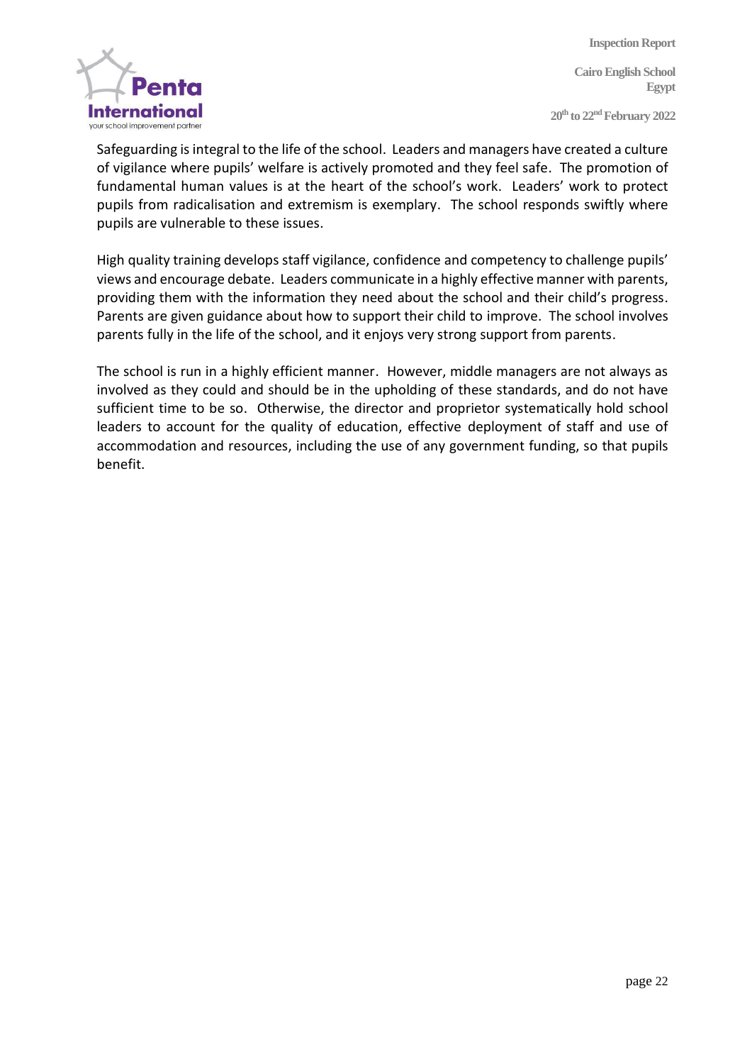Safeguarding is integral to the life of the school. Leaders and managers have created a culture of vigilance where pupils' welfare is actively promoted and they feel safe. The promotion of fundamental human values is at the heart of the school's work. Leaders' work to protect pupils from radicalisation and extremism is exemplary. The school responds swiftly where pupils are vulnerable to these issues.

High quality training develops staff vigilance, confidence and competency to challenge pupils' views and encourage debate. Leaders communicate in a highly effective manner with parents, providing them with the information they need about the school and their child's progress. Parents are given guidance about how to support their child to improve. The school involves parents fully in the life of the school, and it enjoys very strong support from parents.

The school is run in a highly efficient manner. However, middle managers are not always as involved as they could and should be in the upholding of these standards, and do not have sufficient time to be so. Otherwise, the director and proprietor systematically hold school leaders to account for the quality of education, effective deployment of staff and use of accommodation and resources, including the use of any government funding, so that pupils benefit.